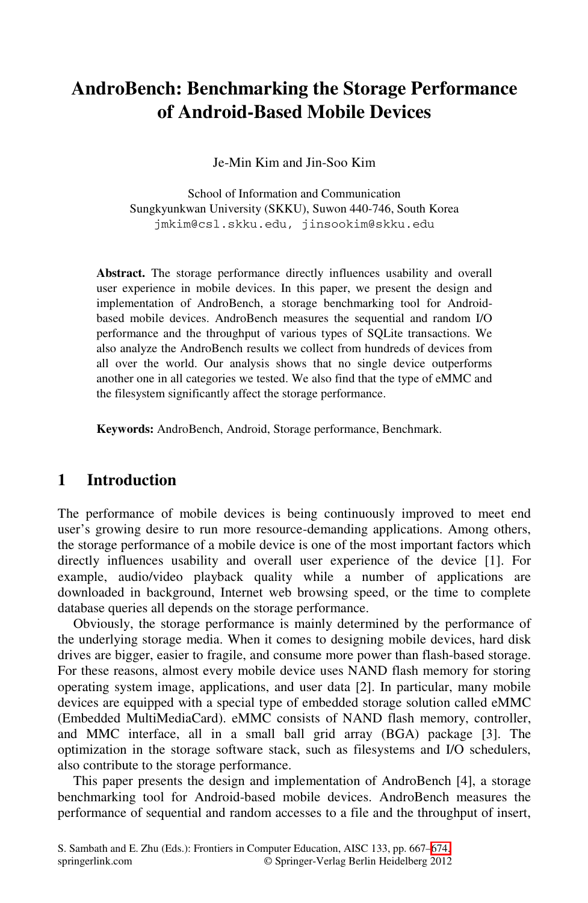# AndroBench: Benchmarking the Storage Performance of Android-Based Mobile Devices

Je-Min Kim and Jin-Soo Kim

School of Information and Communication  
Sungkyunkwan University (SKKU), Suwon 440-746, South Korea  
jmkim@csl.skku.edu, jinsookim@skku.edu

**Abstract.** The storage performance directly influences usability and overall user experience in mobile devices. In this paper, we present the design and implementation of AndroBench, a storage benchmarking tool for Android-based mobile devices. AndroBench measures the sequential and random I/O performance and the throughput of various types of SQLite transactions. We also analyze the AndroBench results we collect from hundreds of devices from all over the world. Our analysis shows that no single device outperforms another one in all categories we tested. We also find that the type of eMMC and the filesystem significantly affect the storage performance.

**Keywords:** AndroBench, Android, Storage performance, Benchmark.

## 1 Introduction

The performance of mobile devices is being continuously improved to meet end user's growing desire to run more resource-demanding applications. Among others, the storage performance of a mobile device is one of the most important factors which directly influences usability and overall user experience of the device [1]. For example, audio/video playback quality while a number of applications are downloaded in background, Internet web browsing speed, or the time to complete database queries all depends on the storage performance.

Obviously, the storage performance is mainly determined by the performance of the underlying storage media. When it comes to designing mobile devices, hard disk drives are bigger, easier to fragile, and consume more power than flash-based storage. For these reasons, almost every mobile device uses NAND flash memory for storing operating system image, applications, and user data [2]. In particular, many mobile devices are equipped with a special type of embedded storage solution called eMMC (Embedded MultiMediaCard). eMMC consists of NAND flash memory, controller, and MMC interface, all in a small ball grid array (BGA) package [3]. The optimization in the storage software stack, such as filesystems and I/O schedulers, also contribute to the storage performance.

This paper presents the design and implementation of AndroBench [4], a storage benchmarking tool for Android-based mobile devices. AndroBench measures the performance of sequential and random accesses to a file and the throughput of insert,

S. Sambath and E. Zhu (Eds.): Frontiers in Computer Education, AISC 133, pp. 667–674.  
springerlink.com © Springer-Verlag Berlin Heidelberg 2012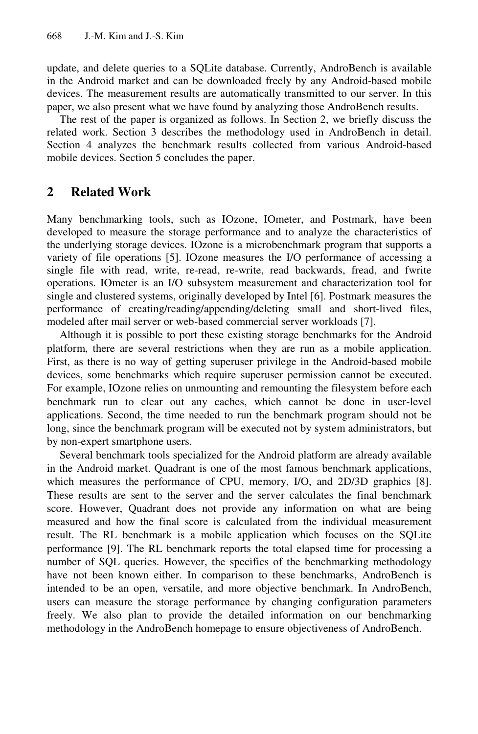update, and delete queries to a SQLite database. Currently, AndroBench is available in the Android market and can be downloaded freely by any Android-based mobile devices. The measurement results are automatically transmitted to our server. In this paper, we also present what we have found by analyzing those AndroBench results.

The rest of the paper is organized as follows. In Section 2, we briefly discuss the related work. Section 3 describes the methodology used in AndroBench in detail. Section 4 analyzes the benchmark results collected from various Android-based mobile devices. Section 5 concludes the paper.

## 2 Related Work

Many benchmarking tools, such as IOzone, IOmeter, and Postmark, have been developed to measure the storage performance and to analyze the characteristics of the underlying storage devices. IOzone is a microbenchmark program that supports a variety of file operations [5]. IOzone measures the I/O performance of accessing a single file with read, write, re-read, re-write, read backwards, fread, and fwrite operations. IOmeter is an I/O subsystem measurement and characterization tool for single and clustered systems, originally developed by Intel [6]. Postmark measures the performance of creating/reading/appending/deleting small and short-lived files, modeled after mail server or web-based commercial server workloads [7].

Although it is possible to port these existing storage benchmarks for the Android platform, there are several restrictions when they are run as a mobile application. First, as there is no way of getting superuser privilege in the Android-based mobile devices, some benchmarks which require superuser permission cannot be executed. For example, IOzone relies on unmounting and remounting the filesystem before each benchmark run to clear out any caches, which cannot be done in user-level applications. Second, the time needed to run the benchmark program should not be long, since the benchmark program will be executed not by system administrators, but by non-expert smartphone users.

Several benchmark tools specialized for the Android platform are already available in the Android market. Quadrant is one of the most famous benchmark applications, which measures the performance of CPU, memory, I/O, and 2D/3D graphics [8]. These results are sent to the server and the server calculates the final benchmark score. However, Quadrant does not provide any information on what are being measured and how the final score is calculated from the individual measurement result. The RL benchmark is a mobile application which focuses on the SQLite performance [9]. The RL benchmark reports the total elapsed time for processing a number of SQL queries. However, the specifics of the benchmarking methodology have not been known either. In comparison to these benchmarks, AndroBench is intended to be an open, versatile, and more objective benchmark. In AndroBench, users can measure the storage performance by changing configuration parameters freely. We also plan to provide the detailed information on our benchmarking methodology in the AndroBench homepage to ensure objectiveness of AndroBench.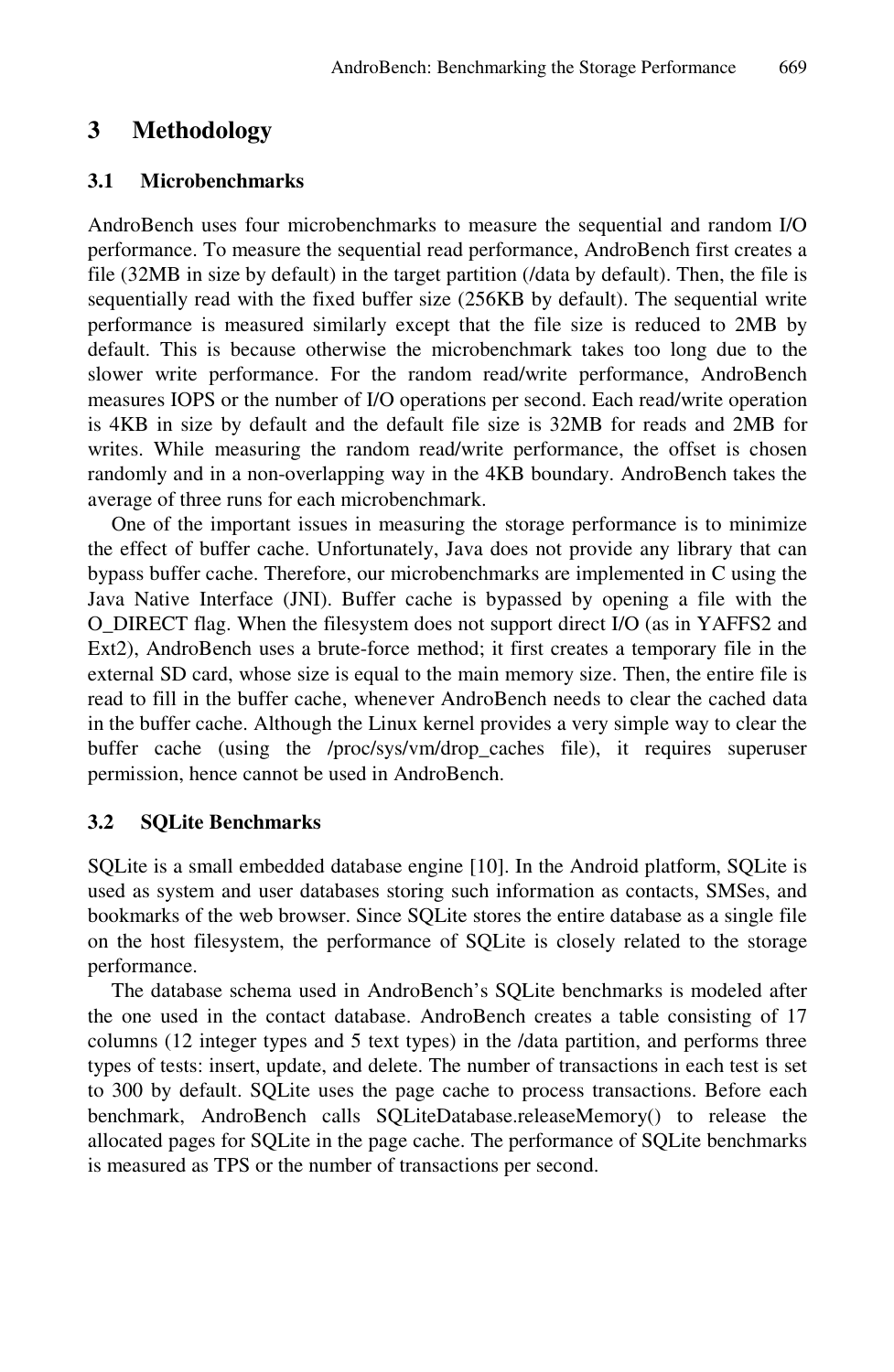## 3 Methodology

### 3.1 Microbenchmarks

AndroBench uses four microbenchmarks to measure the sequential and random I/O performance. To measure the sequential read performance, AndroBench first creates a file (32MB in size by default) in the target partition (/data by default). Then, the file is sequentially read with the fixed buffer size (256KB by default). The sequential write performance is measured similarly except that the file size is reduced to 2MB by default. This is because otherwise the microbenchmark takes too long due to the slower write performance. For the random read/write performance, AndroBench measures IOPS or the number of I/O operations per second. Each read/write operation is 4KB in size by default and the default file size is 32MB for reads and 2MB for writes. While measuring the random read/write performance, the offset is chosen randomly and in a non-overlapping way in the 4KB boundary. AndroBench takes the average of three runs for each microbenchmark.

One of the important issues in measuring the storage performance is to minimize the effect of buffer cache. Unfortunately, Java does not provide any library that can bypass buffer cache. Therefore, our microbenchmarks are implemented in C using the Java Native Interface (JNI). Buffer cache is bypassed by opening a file with the O_DIRECT flag. When the filesystem does not support direct I/O (as in YAFFS2 and Ext2), AndroBench uses a brute-force method; it first creates a temporary file in the external SD card, whose size is equal to the main memory size. Then, the entire file is read to fill in the buffer cache, whenever AndroBench needs to clear the cached data in the buffer cache. Although the Linux kernel provides a very simple way to clear the buffer cache (using the /proc/sys/vm/drop_caches file), it requires superuser permission, hence cannot be used in AndroBench.

### 3.2 SQLite Benchmarks

SQLite is a small embedded database engine [10]. In the Android platform, SQLite is used as system and user databases storing such information as contacts, SMSes, and bookmarks of the web browser. Since SQLite stores the entire database as a single file on the host filesystem, the performance of SQLite is closely related to the storage performance.

The database schema used in AndroBench's SQLite benchmarks is modeled after the one used in the contact database. AndroBench creates a table consisting of 17 columns (12 integer types and 5 text types) in the /data partition, and performs three types of tests: insert, update, and delete. The number of transactions in each test is set to 300 by default. SQLite uses the page cache to process transactions. Before each benchmark, AndroBench calls SQLiteDatabase.releaseMemory() to release the allocated pages for SQLite in the page cache. The performance of SQLite benchmarks is measured as TPS or the number of transactions per second.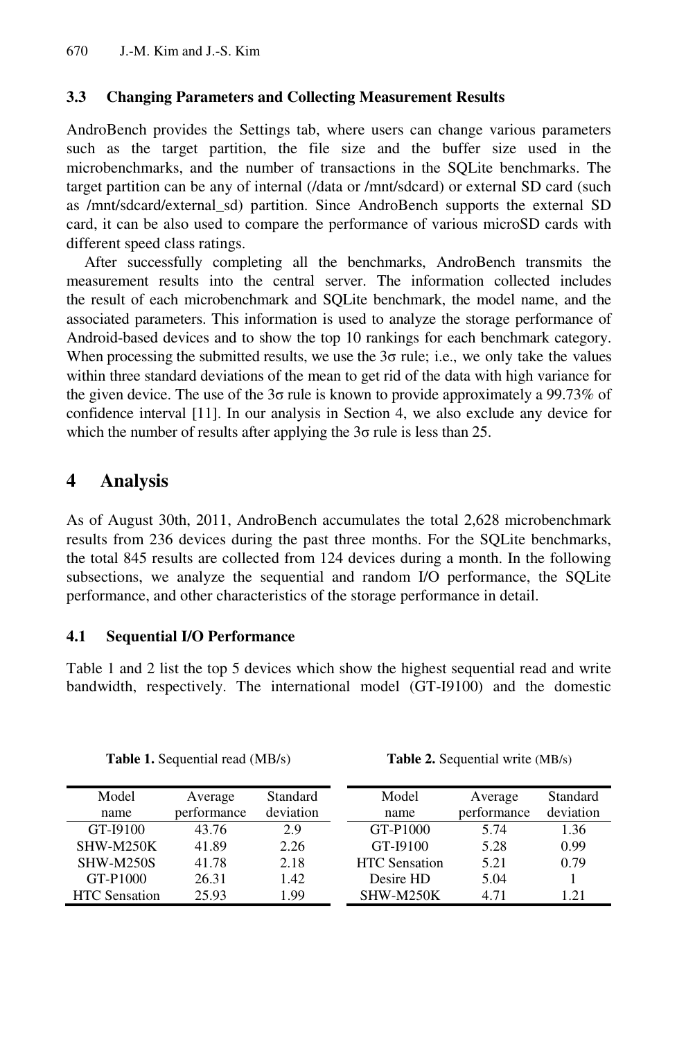### 3.3 Changing Parameters and Collecting Measurement Results

AndroBench provides the Settings tab, where users can change various parameters such as the target partition, the file size and the buffer size used in the microbenchmarks, and the number of transactions in the SQLite benchmarks. The target partition can be any of internal (/data or /mnt/sdcard) or external SD card (such as /mnt/sdcard/external_sd) partition. Since AndroBench supports the external SD card, it can be also used to compare the performance of various microSD cards with different speed class ratings.

After successfully completing all the benchmarks, AndroBench transmits the measurement results into the central server. The information collected includes the result of each microbenchmark and SQLite benchmark, the model name, and the associated parameters. This information is used to analyze the storage performance of Android-based devices and to show the top 10 rankings for each benchmark category. When processing the submitted results, we use the 3σ rule; i.e., we only take the values within three standard deviations of the mean to get rid of the data with high variance for the given device. The use of the 3σ rule is known to provide approximately a 99.73% of confidence interval [11]. In our analysis in Section 4, we also exclude any device for which the number of results after applying the 3σ rule is less than 25.

## 4 Analysis

As of August 30th, 2011, AndroBench accumulates the total 2,628 microbenchmark results from 236 devices during the past three months. For the SQLite benchmarks, the total 845 results are collected from 124 devices during a month. In the following subsections, we analyze the sequential and random I/O performance, the SQLite performance, and other characteristics of the storage performance in detail.

### 4.1 Sequential I/O Performance

Table 1 and 2 list the top 5 devices which show the highest sequential read and write bandwidth, respectively. The international model (GT-I9100) and the domestic

**Table 1.** Sequential read (MB/s)

| Model name | Average performance | Standard deviation |
|---|---|---|
| GT-I9100 | 43.76 | 2.9 |
| SHW-M250K | 41.89 | 2.26 |
| SHW-M250S | 41.78 | 2.18 |
| GT-P1000 | 26.31 | 1.42 |
| HTC Sensation | 25.93 | 1.99 |

**Table 2.** Sequential write (MB/s)

| Model name | Average performance | Standard deviation |
|---|---|---|
| GT-P1000 | 5.74 | 1.36 |
| GT-I9100 | 5.28 | 0.99 |
| HTC Sensation | 5.21 | 0.79 |
| Desire HD | 5.04 | 1 |
| SHW-M250K | 4.71 | 1.21 |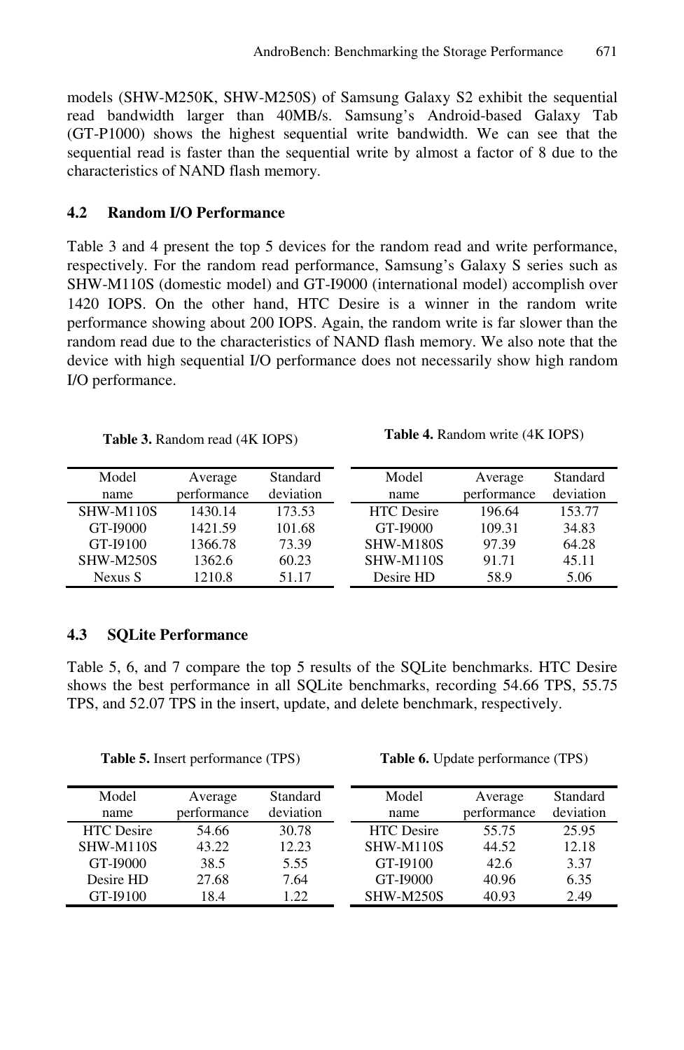models (SHW-M250K, SHW-M250S) of Samsung Galaxy S2 exhibit the sequential read bandwidth larger than 40MB/s. Samsung's Android-based Galaxy Tab (GT-P1000) shows the highest sequential write bandwidth. We can see that the sequential read is faster than the sequential write by almost a factor of 8 due to the characteristics of NAND flash memory.

### 4.2 Random I/O Performance

Table 3 and 4 present the top 5 devices for the random read and write performance, respectively. For the random read performance, Samsung's Galaxy S series such as SHW-M110S (domestic model) and GT-I9000 (international model) accomplish over 1420 IOPS. On the other hand, HTC Desire is a winner in the random write performance showing about 200 IOPS. Again, the random write is far slower than the random read due to the characteristics of NAND flash memory. We also note that the device with high sequential I/O performance does not necessarily show high random I/O performance.

**Table 3.** Random read (4K IOPS)

| Model name | Average performance | Standard deviation |
|---|---|---|
| SHW-M110S | 1430.14 | 173.53 |
| GT-I9000 | 1421.59 | 101.68 |
| GT-I9100 | 1366.78 | 73.39 |
| SHW-M250S | 1362.6 | 60.23 |
| Nexus S | 1210.8 | 51.17 |

**Table 4.** Random write (4K IOPS)

| Model name | Average performance | Standard deviation |
|---|---|---|
| HTC Desire | 196.64 | 153.77 |
| GT-I9000 | 109.31 | 34.83 |
| SHW-M180S | 97.39 | 64.28 |
| SHW-M110S | 91.71 | 45.11 |
| Desire HD | 58.9 | 5.06 |

### 4.3 SQLite Performance

Table 5, 6, and 7 compare the top 5 results of the SQLite benchmarks. HTC Desire shows the best performance in all SQLite benchmarks, recording 54.66 TPS, 55.75 TPS, and 52.07 TPS in the insert, update, and delete benchmark, respectively.

**Table 5.** Insert performance (TPS)

| Model name | Average performance | Standard deviation |
|---|---|---|
| HTC Desire | 54.66 | 30.78 |
| SHW-M110S | 43.22 | 12.23 |
| GT-I9000 | 38.5 | 5.55 |
| Desire HD | 27.68 | 7.64 |
| GT-I9100 | 18.4 | 1.22 |

**Table 6.** Update performance (TPS)

| Model name | Average performance | Standard deviation |
|---|---|---|
| HTC Desire | 55.75 | 25.95 |
| SHW-M110S | 44.52 | 12.18 |
| GT-I9100 | 42.6 | 3.37 |
| GT-I9000 | 40.96 | 6.35 |
| SHW-M250S | 40.93 | 2.49 |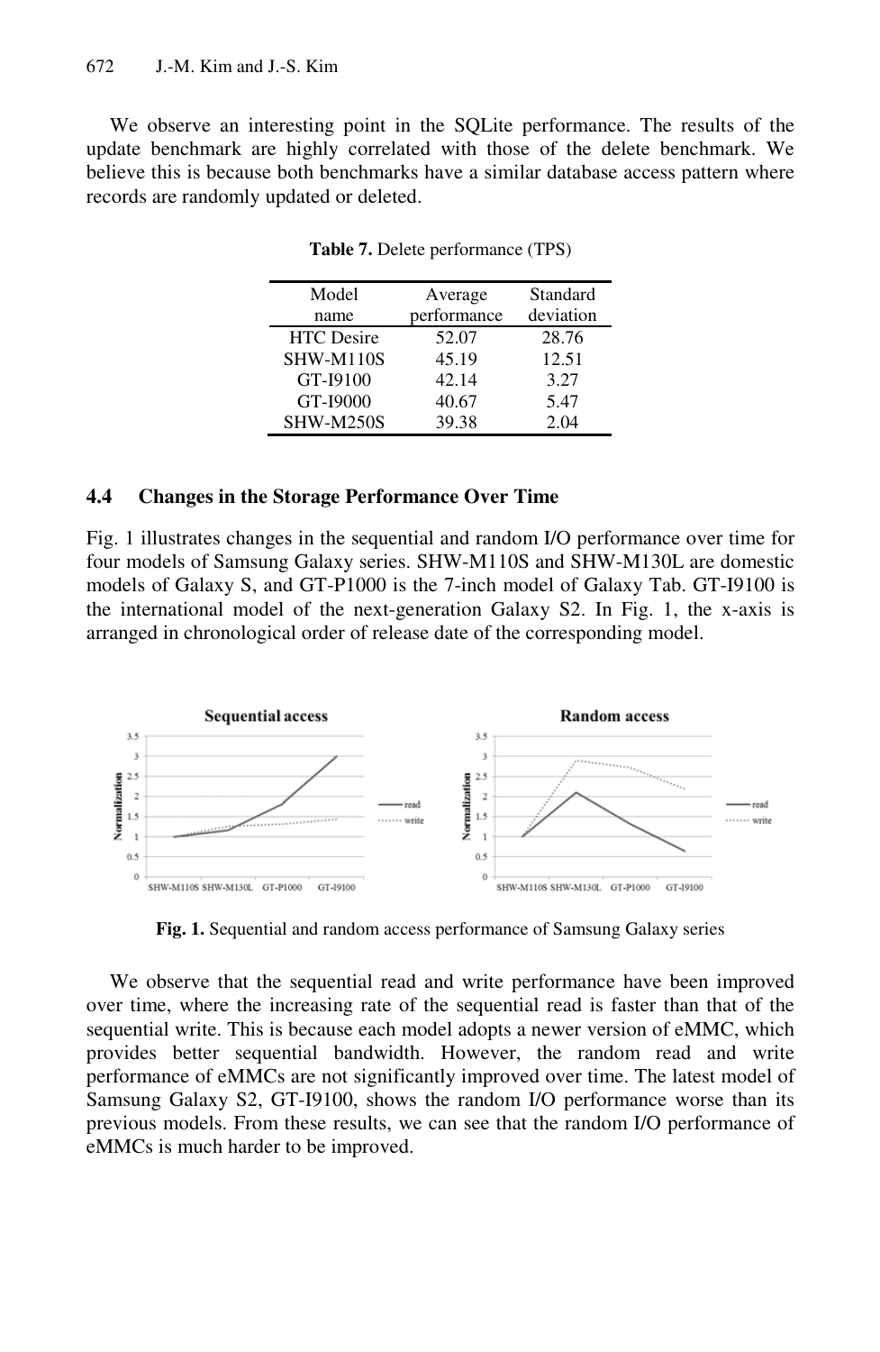We observe an interesting point in the SQLite performance. The results of the update benchmark are highly correlated with those of the delete benchmark. We believe this is because both benchmarks have a similar database access pattern where records are randomly updated or deleted.

**Table 7.** Delete performance (TPS)

| Model name | Average performance | Standard deviation |
|---|---|---|
| HTC Desire | 52.07 | 28.76 |
| SHW-M110S | 45.19 | 12.51 |
| GT-I9100 | 42.14 | 3.27 |
| GT-I9000 | 40.67 | 5.47 |
| SHW-M250S | 39.38 | 2.04 |

### 4.4 Changes in the Storage Performance Over Time

Fig. 1 illustrates changes in the sequential and random I/O performance over time for four models of Samsung Galaxy series. SHW-M110S and SHW-M130L are domestic models of Galaxy S, and GT-P1000 is the 7-inch model of Galaxy Tab. GT-I9100 is the international model of the next-generation Galaxy S2. In Fig. 1, the x-axis is arranged in chronological order of release date of the corresponding model.

**Fig. 1.** Sequential and random access performance of Samsung Galaxy series

We observe that the sequential read and write performance have been improved over time, where the increasing rate of the sequential read is faster than that of the sequential write. This is because each model adopts a newer version of eMMC, which provides better sequential bandwidth. However, the random read and write performance of eMMCs are not significantly improved over time. The latest model of Samsung Galaxy S2, GT-I9100, shows the random I/O performance worse than its previous models. From these results, we can see that the random I/O performance of eMMCs is much harder to be improved.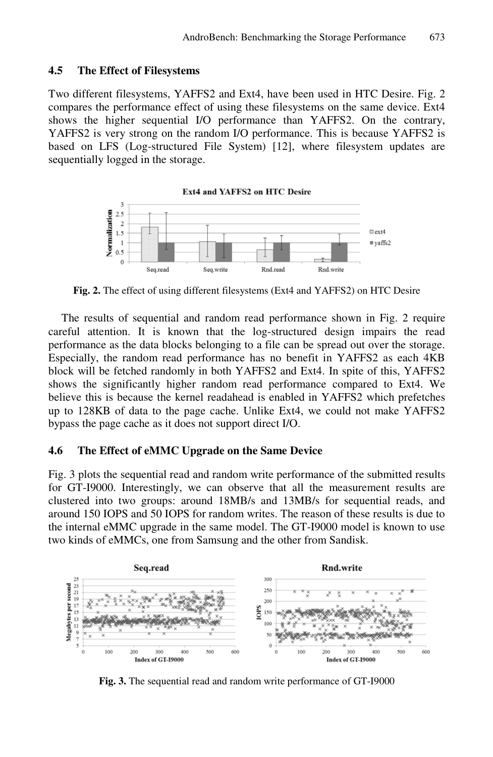### 4.5 The Effect of Filesystems

Two different filesystems, YAFFS2 and Ext4, have been used in HTC Desire. Fig. 2 compares the performance effect of using these filesystems on the same device. Ext4 shows the higher sequential I/O performance than YAFFS2. On the contrary, YAFFS2 is very strong on the random I/O performance. This is because YAFFS2 is based on LFS (Log-structured File System) [12], where filesystem updates are sequentially logged in the storage.

**Fig. 2.** The effect of using different filesystems (Ext4 and YAFFS2) on HTC Desire

The results of sequential and random read performance shown in Fig. 2 require careful attention. It is known that the log-structured design impairs the read performance as the data blocks belonging to a file can be spread out over the storage. Especially, the random read performance has no benefit in YAFFS2 as each 4KB block will be fetched randomly in both YAFFS2 and Ext4. In spite of this, YAFFS2 shows the significantly higher random read performance compared to Ext4. We believe this is because the kernel readahead is enabled in YAFFS2 which prefetches up to 128KB of data to the page cache. Unlike Ext4, we could not make YAFFS2 bypass the page cache as it does not support direct I/O.

### 4.6 The Effect of eMMC Upgrade on the Same Device

Fig. 3 plots the sequential read and random write performance of the submitted results for GT-I9000. Interestingly, we can observe that all the measurement results are clustered into two groups: around 18MB/s and 13MB/s for sequential reads, and around 150 IOPS and 50 IOPS for random writes. The reason of these results is due to the internal eMMC upgrade in the same model. The GT-I9000 model is known to use two kinds of eMMCs, one from Samsung and the other from Sandisk.

**Fig. 3.** The sequential read and random write performance of GT-I9000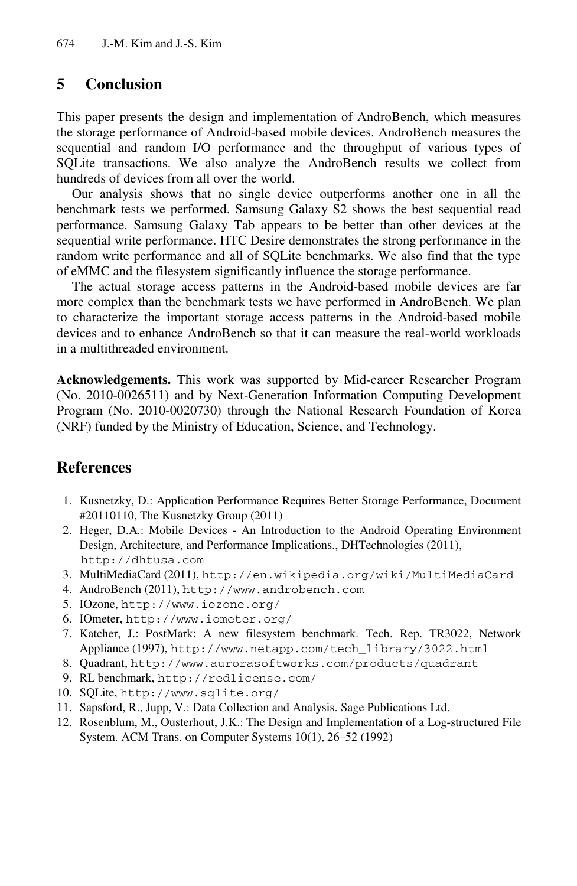## 5 Conclusion

This paper presents the design and implementation of AndroBench, which measures the storage performance of Android-based mobile devices. AndroBench measures the sequential and random I/O performance and the throughput of various types of SQLite transactions. We also analyze the AndroBench results we collect from hundreds of devices from all over the world.

Our analysis shows that no single device outperforms another one in all the benchmark tests we performed. Samsung Galaxy S2 shows the best sequential read performance. Samsung Galaxy Tab appears to be better than other devices at the sequential write performance. HTC Desire demonstrates the strong performance in the random write performance and all of SQLite benchmarks. We also find that the type of eMMC and the filesystem significantly influence the storage performance.

The actual storage access patterns in the Android-based mobile devices are far more complex than the benchmark tests we have performed in AndroBench. We plan to characterize the important storage access patterns in the Android-based mobile devices and to enhance AndroBench so that it can measure the real-world workloads in a multithreaded environment.

**Acknowledgements.** This work was supported by Mid-career Researcher Program (No. 2010-0026511) and by Next-Generation Information Computing Development Program (No. 2010-0020730) through the National Research Foundation of Korea (NRF) funded by the Ministry of Education, Science, and Technology.

## References

1. Kusnetzky, D.: Application Performance Requires Better Storage Performance, Document #20110110, The Kusnetzky Group (2011)
2. Heger, D.A.: Mobile Devices - An Introduction to the Android Operating Environment Design, Architecture, and Performance Implications., DHTechnologies (2011), http://dhtusa.com
3. MultiMediaCard (2011), http://en.wikipedia.org/wiki/MultiMediaCard
4. AndroBench (2011), http://www.androbench.com
5. IOzone, http://www.iozone.org/
6. IOmeter, http://www.iometer.org/
7. Katcher, J.: PostMark: A new filesystem benchmark. Tech. Rep. TR3022, Network Appliance (1997), http://www.netapp.com/tech_library/3022.html
8. Quadrant, http://www.aurorasoftworks.com/products/quadrant
9. RL benchmark, http://redlicense.com/
10. SQLite, http://www.sqlite.org/
11. Sapsford, R., Jupp, V.: Data Collection and Analysis. Sage Publications Ltd.
12. Rosenblum, M., Ousterhout, J.K.: The Design and Implementation of a Log-structured File System. ACM Trans. on Computer Systems 10(1), 26–52 (1992)